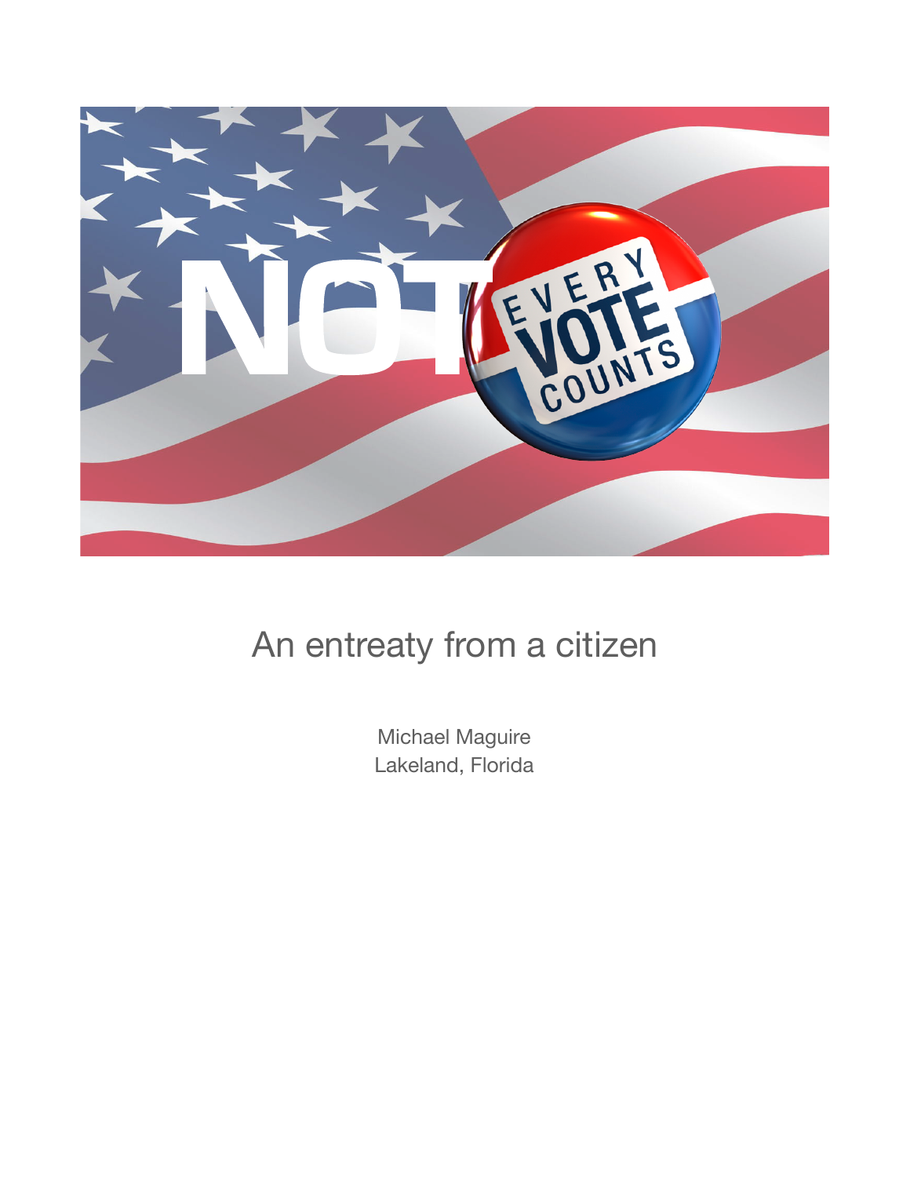# NOT EVERY VOTE COUNTS

An entreaty from a citizen

Michael Maguire
Lakeland, Florida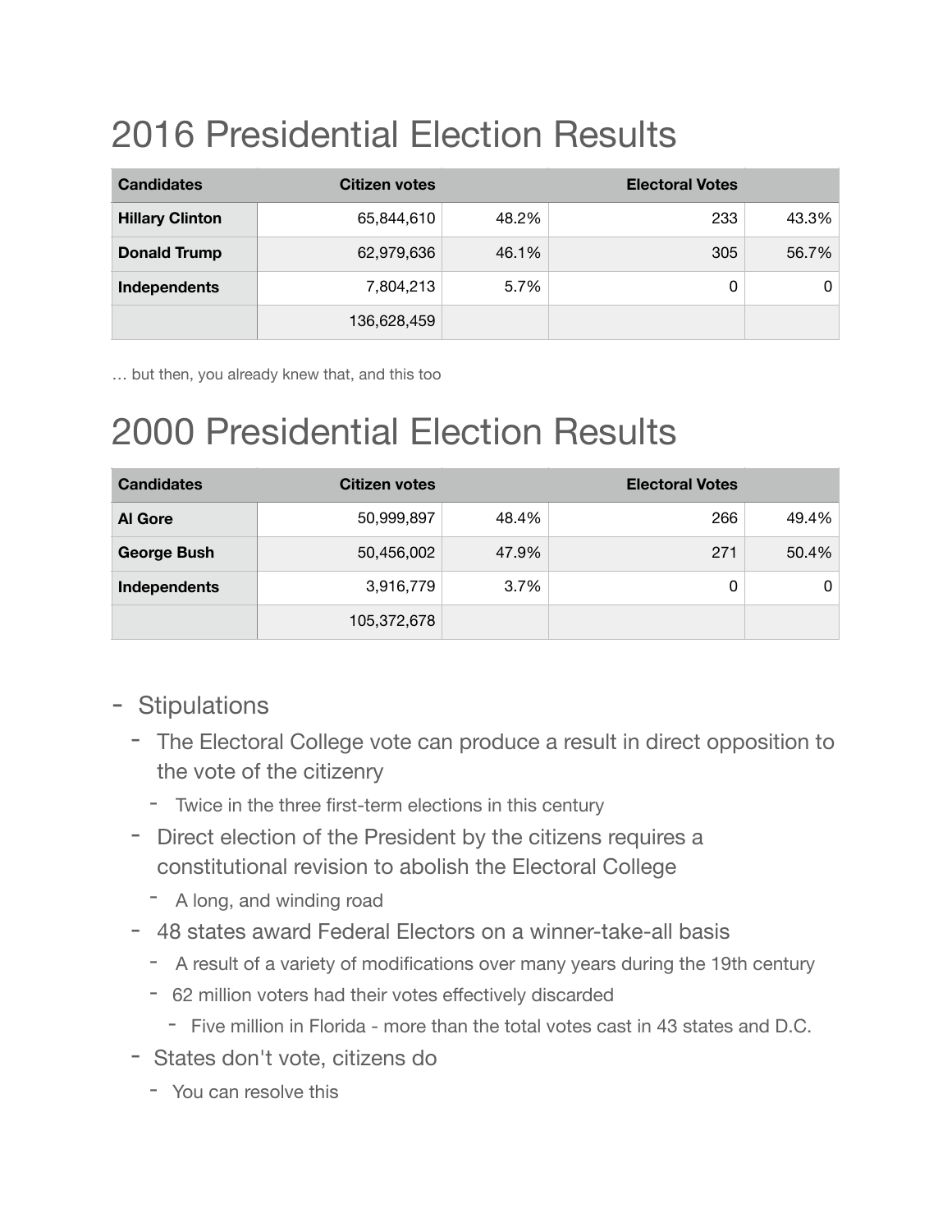# 2016 Presidential Election Results

| Candidates | Citizen votes | | Electoral Votes | |
|---|---|---|---|---|
| **Hillary Clinton** | 65,844,610 | 48.2% | 233 | 43.3% |
| **Donald Trump** | 62,979,636 | 46.1% | 305 | 56.7% |
| **Independents** | 7,804,213 | 5.7% | 0 | 0 |
| | 136,628,459 | | | |

… but then, you already knew that, and this too

# 2000 Presidential Election Results

| Candidates | Citizen votes | | Electoral Votes | |
|---|---|---|---|---|
| **Al Gore** | 50,999,897 | 48.4% | 266 | 49.4% |
| **George Bush** | 50,456,002 | 47.9% | 271 | 50.4% |
| **Independents** | 3,916,779 | 3.7% | 0 | 0 |
| | 105,372,678 | | | |

- Stipulations
  - The Electoral College vote can produce a result in direct opposition to the vote of the citizenry
    - Twice in the three first-term elections in this century
  - Direct election of the President by the citizens requires a constitutional revision to abolish the Electoral College
    - A long, and winding road
  - 48 states award Federal Electors on a winner-take-all basis
    - A result of a variety of modifications over many years during the 19th century
    - 62 million voters had their votes effectively discarded
      - Five million in Florida - more than the total votes cast in 43 states and D.C.
  - States don't vote, citizens do
    - You can resolve this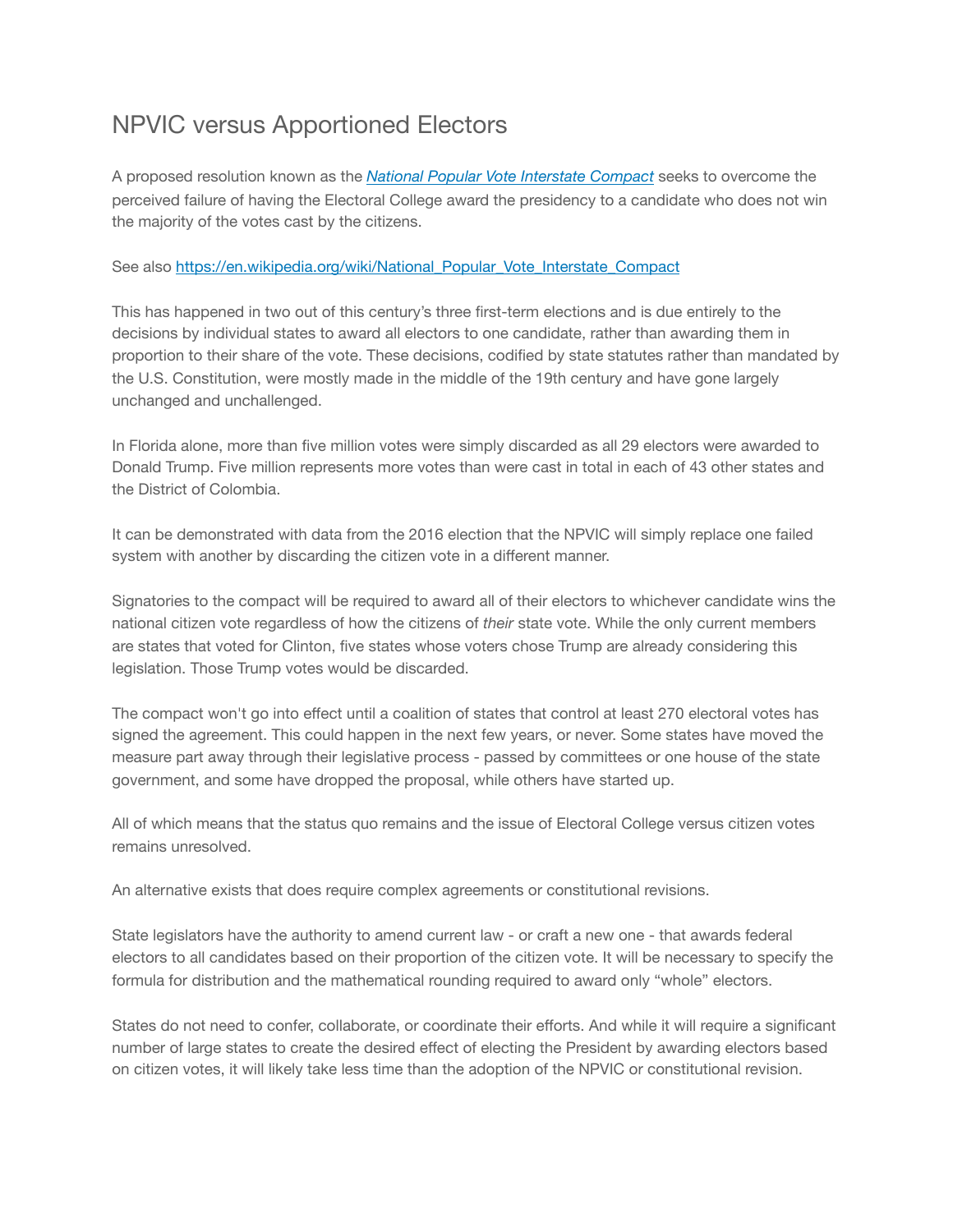# NPVIC versus Apportioned Electors

A proposed resolution known as the ***[National Popular Vote Interstate Compact](https://en.wikipedia.org/wiki/National_Popular_Vote_Interstate_Compact)*** seeks to overcome the perceived failure of having the Electoral College award the presidency to a candidate who does not win the majority of the votes cast by the citizens.

See also [https://en.wikipedia.org/wiki/National_Popular_Vote_Interstate_Compact](https://en.wikipedia.org/wiki/National_Popular_Vote_Interstate_Compact)

This has happened in two out of this century's three first-term elections and is due entirely to the decisions by individual states to award all electors to one candidate, rather than awarding them in proportion to their share of the vote. These decisions, codified by state statutes rather than mandated by the U.S. Constitution, were mostly made in the middle of the 19th century and have gone largely unchanged and unchallenged.

In Florida alone, more than five million votes were simply discarded as all 29 electors were awarded to Donald Trump. Five million represents more votes than were cast in total in each of 43 other states and the District of Colombia.

It can be demonstrated with data from the 2016 election that the NPVIC will simply replace one failed system with another by discarding the citizen vote in a different manner.

Signatories to the compact will be required to award all of their electors to whichever candidate wins the national citizen vote regardless of how the citizens of *their* state vote. While the only current members are states that voted for Clinton, five states whose voters chose Trump are already considering this legislation. Those Trump votes would be discarded.

The compact won't go into effect until a coalition of states that control at least 270 electoral votes has signed the agreement. This could happen in the next few years, or never. Some states have moved the measure part away through their legislative process - passed by committees or one house of the state government, and some have dropped the proposal, while others have started up.

All of which means that the status quo remains and the issue of Electoral College versus citizen votes remains unresolved.

An alternative exists that does require complex agreements or constitutional revisions.

State legislators have the authority to amend current law - or craft a new one - that awards federal electors to all candidates based on their proportion of the citizen vote. It will be necessary to specify the formula for distribution and the mathematical rounding required to award only "whole" electors.

States do not need to confer, collaborate, or coordinate their efforts. And while it will require a significant number of large states to create the desired effect of electing the President by awarding electors based on citizen votes, it will likely take less time than the adoption of the NPVIC or constitutional revision.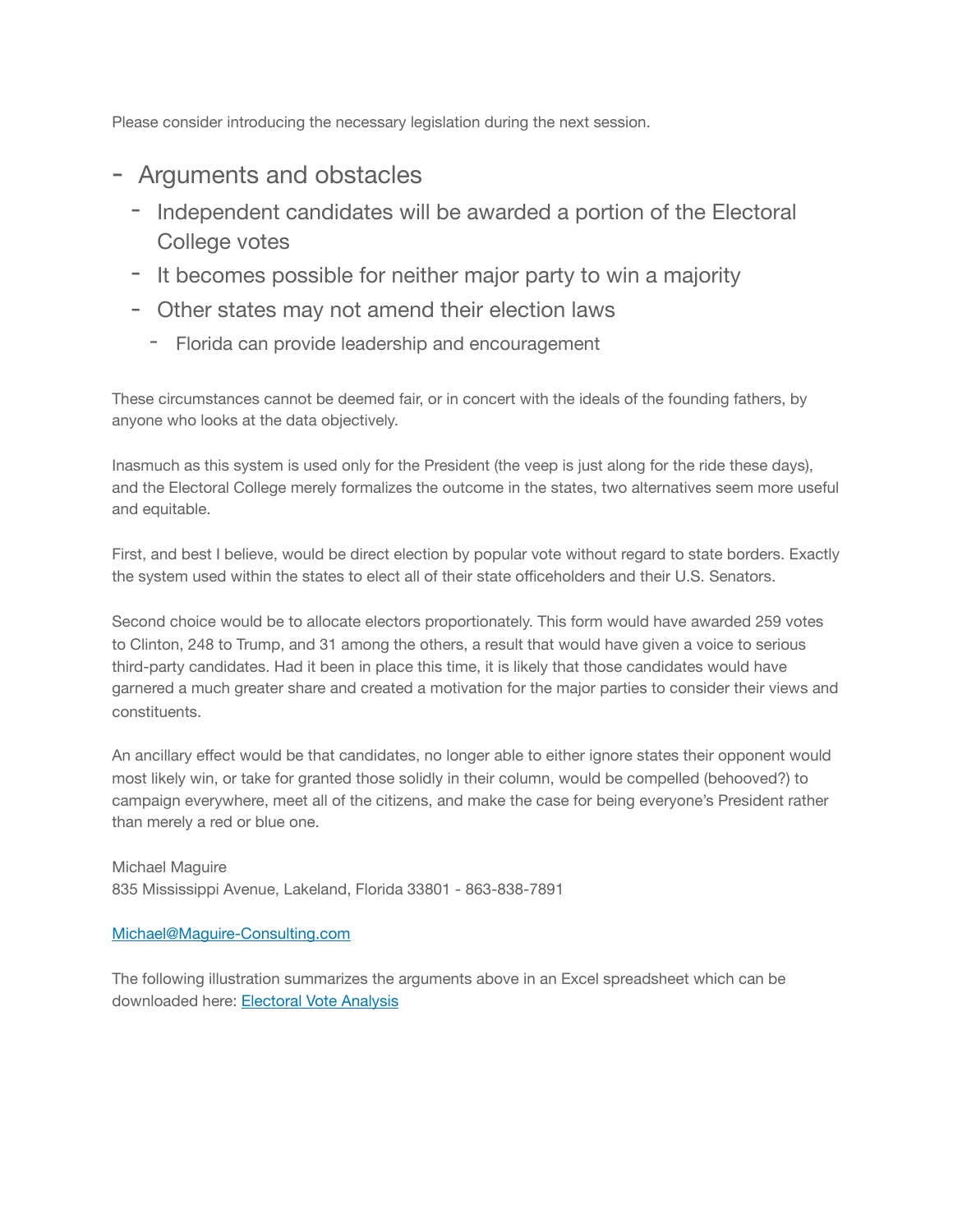Please consider introducing the necessary legislation during the next session.

- Arguments and obstacles
  - Independent candidates will be awarded a portion of the Electoral College votes
  - It becomes possible for neither major party to win a majority
  - Other states may not amend their election laws
    - Florida can provide leadership and encouragement

These circumstances cannot be deemed fair, or in concert with the ideals of the founding fathers, by anyone who looks at the data objectively.

Inasmuch as this system is used only for the President (the veep is just along for the ride these days), and the Electoral College merely formalizes the outcome in the states, two alternatives seem more useful and equitable.

First, and best I believe, would be direct election by popular vote without regard to state borders. Exactly the system used within the states to elect all of their state officeholders and their U.S. Senators.

Second choice would be to allocate electors proportionately. This form would have awarded 259 votes to Clinton, 248 to Trump, and 31 among the others, a result that would have given a voice to serious third-party candidates. Had it been in place this time, it is likely that those candidates would have garnered a much greater share and created a motivation for the major parties to consider their views and constituents.

An ancillary effect would be that candidates, no longer able to either ignore states their opponent would most likely win, or take for granted those solidly in their column, would be compelled (behooved?) to campaign everywhere, meet all of the citizens, and make the case for being everyone's President rather than merely a red or blue one.

Michael Maguire
835 Mississippi Avenue, Lakeland, Florida 33801 - 863-838-7891

Michael@Maguire-Consulting.com

The following illustration summarizes the arguments above in an Excel spreadsheet which can be downloaded here: Electoral Vote Analysis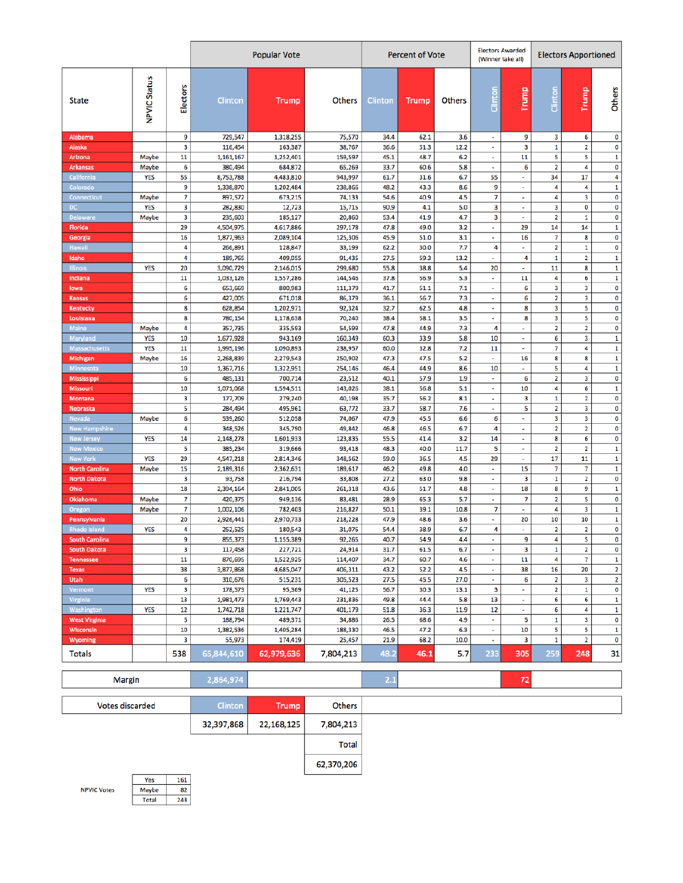| State | NPVIC Status | Electors | Popular Vote | | | Percent of Vote | | | Electors Awarded (Winner take all) | | Electors Apportioned | | |
|---|---|---|---|---|---|---|---|---|---|---|---|---|---|
| | | | Clinton | Trump | Others | Clinton | Trump | Others | Clinton | Trump | Clinton | Trump | Others |
| Alabama | | 9 | 729,547 | 1,318,255 | 75,570 | 34.4 | 62.1 | 3.6 | - | 9 | 3 | 6 | 0 |
| Alaska | | 3 | 116,454 | 163,387 | 38,767 | 36.6 | 51.3 | 12.2 | - | 3 | 1 | 2 | 0 |
| Arizona | Maybe | 11 | 1,161,167 | 1,252,401 | 159,597 | 45.1 | 48.7 | 6.2 | - | 11 | 5 | 5 | 1 |
| Arkansas | Maybe | 6 | 380,494 | 684,872 | 65,269 | 33.7 | 60.6 | 5.8 | - | 6 | 2 | 4 | 0 |
| California | YES | 55 | 8,753,788 | 4,483,810 | 943,997 | 61.7 | 31.6 | 6.7 | 55 | - | 34 | 17 | 4 |
| Colorado | | 9 | 1,338,870 | 1,202,484 | 238,866 | 48.2 | 43.3 | 8.6 | 9 | - | 4 | 4 | 1 |
| Connecticut | Maybe | 7 | 897,572 | 673,215 | 74,133 | 54.6 | 40.9 | 4.5 | 7 | - | 4 | 3 | 0 |
| DC | YES | 3 | 282,830 | 12,723 | 15,715 | 90.9 | 4.1 | 5.0 | 3 | - | 3 | 0 | 0 |
| Delaware | Maybe | 3 | 235,603 | 185,127 | 20,860 | 53.4 | 41.9 | 4.7 | 3 | - | 2 | 1 | 0 |
| Florida | | 29 | 4,504,975 | 4,617,886 | 297,178 | 47.8 | 49.0 | 3.2 | - | 29 | 14 | 14 | 1 |
| Georgia | | 16 | 1,877,963 | 2,089,104 | 125,306 | 45.9 | 51.0 | 3.1 | - | 16 | 7 | 8 | 0 |
| Hawaii | | 4 | 266,891 | 128,847 | 33,199 | 62.2 | 30.0 | 7.7 | 4 | - | 2 | 1 | 0 |
| Idaho | | 4 | 189,765 | 409,055 | 91,435 | 27.5 | 59.3 | 13.2 | - | 4 | 1 | 2 | 1 |
| Illinois | YES | 20 | 3,090,729 | 2,146,015 | 299,680 | 55.8 | 38.8 | 5.4 | 20 | - | 11 | 8 | 1 |
| Indiana | | 11 | 1,033,126 | 1,557,286 | 144,546 | 37.8 | 56.9 | 5.3 | - | 11 | 4 | 6 | 1 |
| Iowa | | 6 | 653,669 | 800,983 | 111,379 | 41.7 | 51.1 | 7.1 | - | 6 | 3 | 3 | 0 |
| Kansas | | 6 | 427,005 | 671,018 | 86,379 | 36.1 | 56.7 | 7.3 | - | 6 | 2 | 3 | 0 |
| Kentucky | | 8 | 628,854 | 1,202,971 | 92,324 | 32.7 | 62.5 | 4.8 | - | 8 | 3 | 5 | 0 |
| Louisiana | | 8 | 780,154 | 1,178,638 | 70,240 | 38.4 | 58.1 | 3.5 | - | 8 | 3 | 5 | 0 |
| Maine | Maybe | 4 | 357,735 | 335,593 | 54,599 | 47.8 | 44.9 | 7.3 | 4 | - | 2 | 2 | 0 |
| Maryland | YES | 10 | 1,677,928 | 943,169 | 160,349 | 60.3 | 33.9 | 5.8 | 10 | - | 6 | 3 | 1 |
| Massachusetts | YES | 11 | 1,995,196 | 1,090,893 | 238,957 | 60.0 | 32.8 | 7.2 | 11 | - | 7 | 4 | 1 |
| Michigan | Maybe | 16 | 2,268,839 | 2,279,543 | 250,902 | 47.3 | 47.5 | 5.2 | - | 16 | 8 | 8 | 1 |
| Minnesota | | 10 | 1,367,716 | 1,322,951 | 254,146 | 46.4 | 44.9 | 8.6 | 10 | - | 5 | 4 | 1 |
| Mississippi | | 6 | 485,131 | 700,714 | 23,512 | 40.1 | 57.9 | 1.9 | - | 6 | 2 | 3 | 0 |
| Missouri | | 10 | 1,071,068 | 1,594,511 | 143,026 | 38.1 | 56.8 | 5.1 | - | 10 | 4 | 6 | 1 |
| Montana | | 3 | 177,709 | 279,240 | 40,198 | 35.7 | 56.2 | 8.1 | - | 3 | 1 | 2 | 0 |
| Nebraska | | 5 | 284,494 | 495,961 | 63,772 | 33.7 | 58.7 | 7.6 | - | 5 | 2 | 3 | 0 |
| Nevada | Maybe | 6 | 539,260 | 512,058 | 74,067 | 47.9 | 45.5 | 6.6 | 6 | - | 3 | 3 | 0 |
| New Hampshire | | 4 | 348,526 | 345,790 | 49,842 | 46.8 | 46.5 | 6.7 | 4 | - | 2 | 2 | 0 |
| New Jersey | YES | 14 | 2,148,278 | 1,601,933 | 123,835 | 55.5 | 41.4 | 3.2 | 14 | - | 8 | 6 | 0 |
| New Mexico | | 5 | 385,234 | 319,666 | 93,418 | 48.3 | 40.0 | 11.7 | 5 | - | 2 | 2 | 1 |
| New York | YES | 29 | 4,547,218 | 2,814,346 | 348,562 | 59.0 | 36.5 | 4.5 | 29 | - | 17 | 11 | 1 |
| North Carolina | Maybe | 15 | 2,189,316 | 2,362,631 | 189,617 | 46.2 | 49.8 | 4.0 | - | 15 | 7 | 7 | 1 |
| North Dakota | | 3 | 93,758 | 216,794 | 33,808 | 27.2 | 63.0 | 9.8 | - | 3 | 1 | 2 | 0 |
| Ohio | | 18 | 2,394,164 | 2,841,005 | 261,318 | 43.6 | 51.7 | 4.8 | - | 18 | 8 | 9 | 1 |
| Oklahoma | Maybe | 7 | 420,375 | 949,136 | 83,481 | 28.9 | 65.3 | 5.7 | - | 7 | 2 | 5 | 0 |
| Oregon | Maybe | 7 | 1,002,106 | 782,403 | 216,827 | 50.1 | 39.1 | 10.8 | 7 | - | 4 | 3 | 1 |
| Pennsylvania | | 20 | 2,926,441 | 2,970,733 | 218,228 | 47.9 | 48.6 | 3.6 | - | 20 | 10 | 10 | 1 |
| Rhode Island | YES | 4 | 252,525 | 180,543 | 31,076 | 54.4 | 38.9 | 6.7 | 4 | - | 2 | 2 | 0 |
| South Carolina | | 9 | 855,373 | 1,155,389 | 92,265 | 40.7 | 54.9 | 4.4 | - | 9 | 4 | 5 | 0 |
| South Dakota | | 3 | 117,458 | 227,721 | 24,914 | 31.7 | 61.5 | 6.7 | - | 3 | 1 | 2 | 0 |
| Tennessee | | 11 | 870,695 | 1,522,925 | 114,407 | 34.7 | 60.7 | 4.6 | - | 11 | 4 | 7 | 1 |
| Texas | | 38 | 3,877,868 | 4,685,047 | 406,311 | 43.2 | 52.2 | 4.5 | - | 38 | 16 | 20 | 2 |
| Utah | | 6 | 310,676 | 515,231 | 305,523 | 27.5 | 45.5 | 27.0 | - | 6 | 2 | 3 | 2 |
| Vermont | YES | 3 | 178,573 | 95,369 | 41,125 | 56.7 | 30.3 | 13.1 | 3 | - | 2 | 1 | 0 |
| Virginia | | 13 | 1,981,473 | 1,769,443 | 231,836 | 49.8 | 44.4 | 5.8 | 13 | - | 6 | 6 | 1 |
| Washington | YES | 12 | 1,742,718 | 1,221,747 | 401,179 | 51.8 | 36.3 | 11.9 | 12 | - | 6 | 4 | 1 |
| West Virginia | | 5 | 188,794 | 489,371 | 34,886 | 26.5 | 68.6 | 4.9 | - | 5 | 1 | 3 | 0 |
| Wisconsin | | 10 | 1,382,536 | 1,405,284 | 188,330 | 46.5 | 47.2 | 6.3 | - | 10 | 5 | 5 | 1 |
| Wyoming | | 3 | 55,973 | 174,419 | 25,457 | 21.9 | 68.2 | 10.0 | - | 3 | 1 | 2 | 0 |
| Totals | | 538 | 65,844,610 | 62,979,636 | 7,804,213 | 48.2 | 46.1 | 5.7 | 233 | 305 | 259 | 248 | 31 |
| Margin | | | 2,864,974 | | | 2.1 | | | | 72 | | | |

| Votes discarded | Clinton | Trump | Others |
|---|---|---|---|
| | 32,397,868 | 22,168,125 | 7,804,213 |
| | | | Total |
| | | | 62,370,206 |

NPVIC Votes

| | |
|---|---|
| Yes | 161 |
| Maybe | 82 |
| Total | 243 |